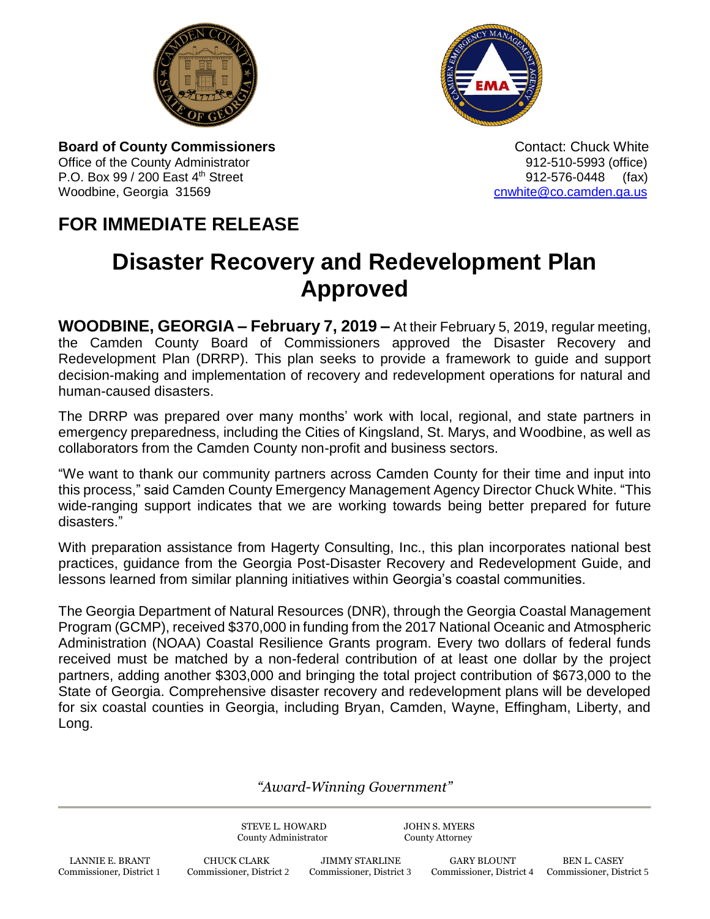**Board of County Commissioners**
Office of the County Administrator
P.O. Box 99 / 200 East 4th Street
Woodbine, Georgia 31569

Contact: Chuck White
912-510-5993 (office)
912-576-0448 (fax)
cnwhite@co.camden.ga.us

## FOR IMMEDIATE RELEASE

# Disaster Recovery and Redevelopment Plan Approved

**WOODBINE, GEORGIA – February 7, 2019 –** At their February 5, 2019, regular meeting, the Camden County Board of Commissioners approved the Disaster Recovery and Redevelopment Plan (DRRP). This plan seeks to provide a framework to guide and support decision-making and implementation of recovery and redevelopment operations for natural and human-caused disasters.

The DRRP was prepared over many months' work with local, regional, and state partners in emergency preparedness, including the Cities of Kingsland, St. Marys, and Woodbine, as well as collaborators from the Camden County non-profit and business sectors.

"We want to thank our community partners across Camden County for their time and input into this process," said Camden County Emergency Management Agency Director Chuck White. "This wide-ranging support indicates that we are working towards being better prepared for future disasters."

With preparation assistance from Hagerty Consulting, Inc., this plan incorporates national best practices, guidance from the Georgia Post-Disaster Recovery and Redevelopment Guide, and lessons learned from similar planning initiatives within Georgia's coastal communities.

The Georgia Department of Natural Resources (DNR), through the Georgia Coastal Management Program (GCMP), received $370,000 in funding from the 2017 National Oceanic and Atmospheric Administration (NOAA) Coastal Resilience Grants program. Every two dollars of federal funds received must be matched by a non-federal contribution of at least one dollar by the project partners, adding another $303,000 and bringing the total project contribution of $673,000 to the State of Georgia. Comprehensive disaster recovery and redevelopment plans will be developed for six coastal counties in Georgia, including Bryan, Camden, Wayne, Effingham, Liberty, and Long.

*"Award-Winning Government"*

STEVE L. HOWARD, County Administrator
JOHN S. MYERS, County Attorney

LANNIE E. BRANT, Commissioner, District 1
CHUCK CLARK, Commissioner, District 2
JIMMY STARLINE, Commissioner, District 3
GARY BLOUNT, Commissioner, District 4
BEN L. CASEY, Commissioner, District 5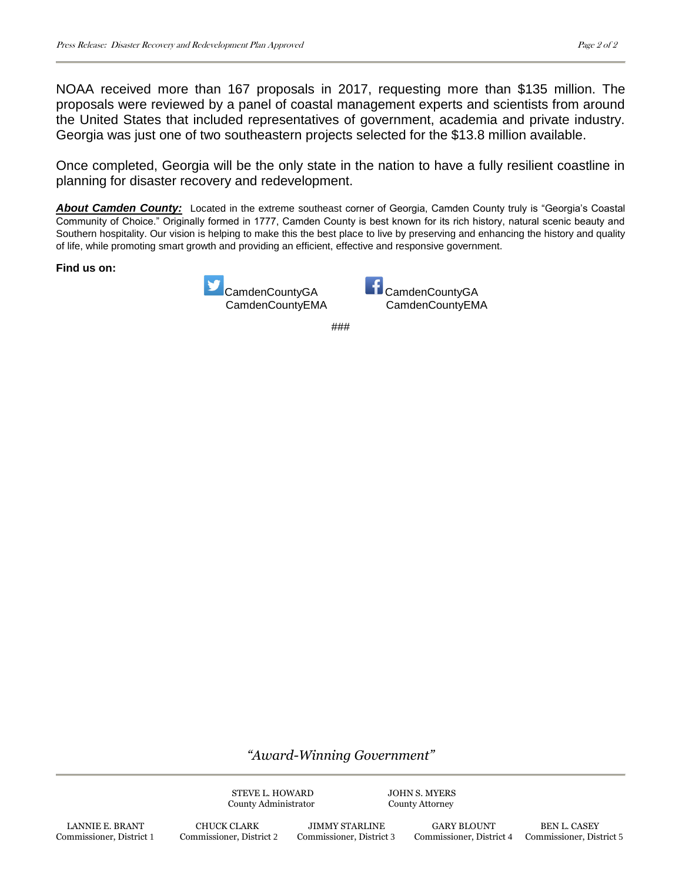NOAA received more than 167 proposals in 2017, requesting more than $135 million. The proposals were reviewed by a panel of coastal management experts and scientists from around the United States that included representatives of government, academia and private industry. Georgia was just one of two southeastern projects selected for the $13.8 million available.

Once completed, Georgia will be the only state in the nation to have a fully resilient coastline in planning for disaster recovery and redevelopment.

***About Camden County:*** Located in the extreme southeast corner of Georgia, Camden County truly is "Georgia's Coastal Community of Choice." Originally formed in 1777, Camden County is best known for its rich history, natural scenic beauty and Southern hospitality. Our vision is helping to make this the best place to live by preserving and enhancing the history and quality of life, while promoting smart growth and providing an efficient, effective and responsive government.

**Find us on:**

Twitter: CamdenCountyGA, CamdenCountyEMA

Facebook: CamdenCountyGA, CamdenCountyEMA

###

*"Award-Winning Government"*

STEVE L. HOWARD
County Administrator

JOHN S. MYERS
County Attorney

LANNIE E. BRANT
Commissioner, District 1

CHUCK CLARK
Commissioner, District 2

JIMMY STARLINE
Commissioner, District 3

GARY BLOUNT
Commissioner, District 4

BEN L. CASEY
Commissioner, District 5